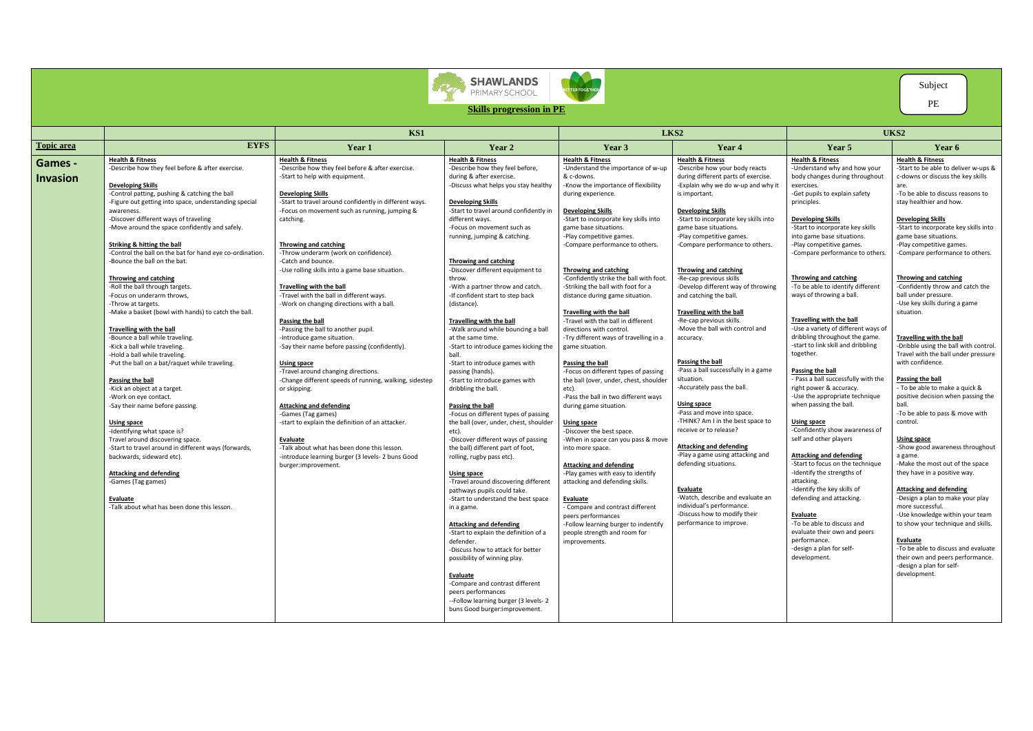# SHAWLANDS PRIMARY SCHOOL

## Skills progression in PE

Subject

PE

| | | KS1 | | LKS2 | | UKS2 | |
|---|---|---|---|---|---|---|---|
| **Topic area** | **EYFS** | **Year 1** | **Year 2** | **Year 3** | **Year 4** | **Year 5** | **Year 6** |
| **Games - Invasion** | **Health & Fitness**<br>-Describe how they feel before & after exercise.<br><br>**Developing Skills**<br>-Control patting, pushing & catching the ball<br>-Figure out getting into space, understanding special awareness.<br>-Discover different ways of traveling<br>-Move around the space confidently and safely.<br><br>**Striking & hitting the ball**<br>-Control the ball on the bat for hand eye co-ordination.<br>-Bounce the ball on the bat.<br><br>**Throwing and catching**<br>-Roll the ball through targets.<br>-Focus on underarm throws,<br>-Throw at targets.<br>-Make a basket (bowl with hands) to catch the ball.<br><br>**Travelling with the ball**<br>-Bounce a ball while traveling.<br>-Kick a ball while traveling.<br>-Hold a ball while traveling.<br>-Put the ball on a bat/raquet while traveling.<br><br>**Passing the ball**<br>-Kick an object at a target.<br>-Work on eye contact.<br>-Say their name before passing.<br><br>**Using space**<br>-Identifying what space is?<br>Travel around discovering space.<br>-Start to travel around in different ways (forwards, backwards, sideward etc).<br><br>**Attacking and defending**<br>-Games (Tag games)<br><br>**Evaluate**<br>-Talk about what has been done this lesson. | **Health & Fitness**<br>-Describe how they feel before & after exercise.<br>-Start to help with equipment.<br><br>**Developing Skills**<br>-Start to travel around confidently in different ways.<br>-Focus on movement such as running, jumping & catching.<br><br>**Throwing and catching**<br>-Throw underarm (work on confidence).<br>-Catch and bounce.<br>-Use rolling skills into a game base situation.<br><br>**Travelling with the ball**<br>-Travel with the ball in different ways.<br>-Work on changing directions with a ball.<br><br>**Passing the ball**<br>-Passing the ball to another pupil.<br>-Introduce game situation.<br>-Say their name before passing (confidently).<br><br>**Using space**<br>-Travel around changing directions.<br>-Change different speeds of running, walking, sidestep or skipping.<br><br>**Attacking and defending**<br>-Games (Tag games)<br>-start to explain the definition of an attacker.<br><br>**Evaluate**<br>-Talk about what has been done this lesson.<br>-introduce learning burger (3 levels- 2 buns Good burger:improvement. | **Health & Fitness**<br>-Describe how they feel before, during & after exercise.<br>-Discuss what helps you stay healthy<br><br>**Developing Skills**<br>-Start to travel around confidently in different ways.<br>-Focus on movement such as running, jumping & catching.<br><br>**Throwing and catching**<br>-Discover different equipment to throw.<br>-With a partner throw and catch.<br>-If confident start to step back (distance).<br><br>**Travelling with the ball**<br>-Walk around while bouncing a ball at the same time.<br>-Start to introduce games kicking the ball.<br>-Start to introduce games with passing (hands).<br>-Start to introduce games with dribbling the ball.<br><br>**Passing the ball**<br>-Focus on different types of passing the ball (over, under, chest, shoulder etc).<br>-Discover different ways of passing the ball) different part of foot, rolling, rugby pass etc).<br><br>**Using space**<br>-Travel around discovering different pathways pupils could take.<br>-Start to understand the best space in a game.<br><br>**Attacking and defending**<br>-Start to explain the definition of a defender.<br>-Discuss how to attack for better possibility of winning play.<br><br>**Evaluate**<br>-Compare and contrast different peers performances<br>--Follow learning burger (3 levels- 2 buns Good burger:improvement. | **Health & Fitness**<br>-Understand the importance of w-up & c-downs.<br>-Know the importance of flexibility during experience.<br><br>**Developing Skills**<br>-Start to incorporate key skills into game base situations.<br>-Play competitive games.<br>-Compare performance to others.<br><br>**Throwing and catching**<br>-Confidently strike the ball with foot.<br>-Striking the ball with foot for a distance during game situation.<br><br>**Travelling with the ball**<br>-Travel with the ball in different directions with control.<br>-Try different ways of travelling in a game situation.<br><br>**Passing the ball**<br>-Focus on different types of passing the ball (over, under, chest, shoulder etc).<br>-Pass the ball in two different ways during game situation.<br><br>**Using space**<br>-Discover the best space.<br>-When in space can you pass & move into more space.<br><br>**Attacking and defending**<br>-Play games with easy to identify attacking and defending skills.<br><br>**Evaluate**<br>- Compare and contrast different peers performances<br>-Follow learning burger to indentify people strength and room for improvements. | **Health & Fitness**<br>-Describe how your body reacts during different parts of exercise.<br>-Explain why we do w-up and why it is important.<br><br>**Developing Skills**<br>-Start to incorporate key skills into game base situations.<br>-Play competitive games.<br>-Compare performance to others.<br><br>**Throwing and catching**<br>-Re-cap previous skills<br>-Develop different way of throwing and catching the ball.<br><br>**Travelling with the ball**<br>-Re-cap previous skills.<br>-Move the ball with control and accuracy.<br><br>**Passing the ball**<br>-Pass a ball successfully in a game situation.<br>-Accurately pass the ball.<br><br>**Using space**<br>-Pass and move into space.<br>-THINK? Am I in the best space to receive or to release?<br><br>**Attacking and defending**<br>-Play a game using attacking and defending situations.<br><br>**Evaluate**<br>-Watch, describe and evaluate an individual's performance.<br>-Discuss how to modify their performance to improve. | **Health & Fitness**<br>-Understand why and how your body changes during throughout exercises.<br>-Get pupils to explain safety principles.<br><br>**Developing Skills**<br>-Start to incorporate key skills into game base situations.<br>-Play competitive games.<br>-Compare performance to others.<br><br>**Throwing and catching**<br>-To be able to identify different ways of throwing a ball.<br><br>**Travelling with the ball**<br>-Use a variety of different ways of dribbling throughout the game.<br>-start to link skill and dribbling together.<br><br>**Passing the ball**<br>- Pass a ball successfully with the right power & accuracy.<br>-Use the appropriate technique when passing the ball.<br><br>**Using space**<br>-Confidently show awareness of self and other players<br><br>**Attacking and defending**<br>-Start to focus on the technique<br>-Identify the strengths of attacking.<br>-Identify the key skills of defending and attacking.<br><br>**Evaluate**<br>-To be able to discuss and evaluate their own and peers performance.<br>-design a plan for self-development. | **Health & Fitness**<br>-Start to be able to deliver w-ups & c-downs or discuss the key skills are.<br>-To be able to discuss reasons to stay healthier and how.<br><br>**Developing Skills**<br>-Start to incorporate key skills into game base situations.<br>-Play competitive games.<br>-Compare performance to others.<br><br>**Throwing and catching**<br>-Confidently throw and catch the ball under pressure.<br>-Use key skills during a game situation.<br><br>**Travelling with the ball**<br>-Dribble using the ball with control. Travel with the ball under pressure with confidence.<br><br>**Passing the ball**<br>- To be able to make a quick & positive decision when passing the ball.<br>-To be able to pass & move with control.<br><br>**Using space**<br>-Show good awareness throughout a game.<br>-Make the most out of the space they have in a positive way.<br><br>**Attacking and defending**<br>-Design a plan to make your play more successful.<br>-Use knowledge within your team to show your technique and skills.<br><br>**Evaluate**<br>-To be able to discuss and evaluate their own and peers performance.<br>-design a plan for self-development. |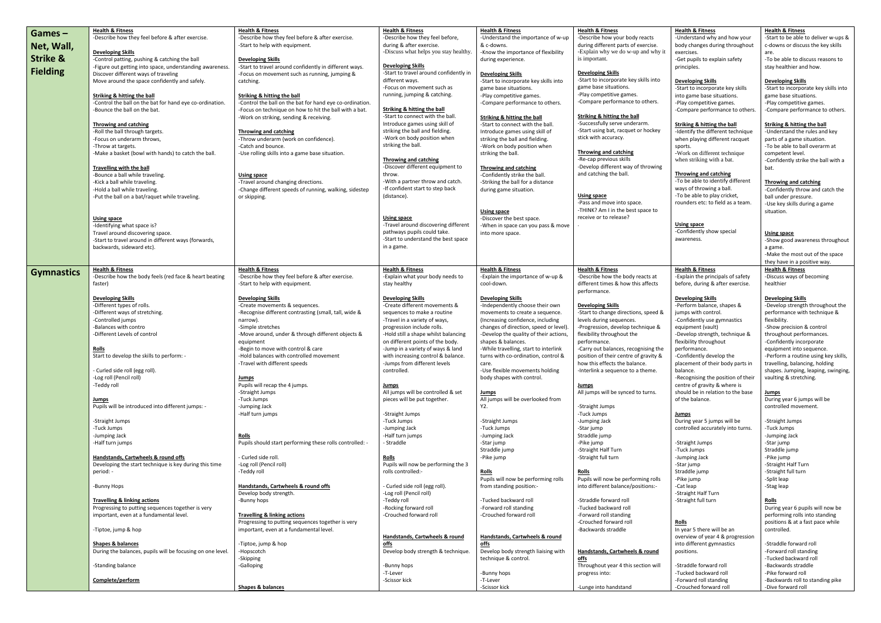| | | | | | | | |
|---|---|---|---|---|---|---|---|
| **Games – Net, Wall, Strike & Fielding** | **Health & Fitness**<br>-Describe how they feel before & after exercise.<br><br>**Developing Skills**<br>-Control patting, pushing & catching the ball<br>-Figure out getting into space, understanding awareness.<br>Discover different ways of traveling<br>Move around the space confidently and safely.<br><br>**Striking & hitting the ball**<br>-Control the ball on the bat for hand eye co-ordination.<br>-Bounce the ball on the bat.<br><br>**Throwing and catching**<br>-Roll the ball through targets.<br>-Focus on underarm throws,<br>-Throw at targets.<br>-Make a basket (bowl with hands) to catch the ball.<br><br>**Travelling with the ball**<br>-Bounce a ball while traveling.<br>-Kick a ball while traveling.<br>-Hold a ball while traveling.<br>-Put the ball on a bat/raquet while traveling.<br><br>**Using space**<br>-Identifying what space is?<br>Travel around discovering space.<br>-Start to travel around in different ways (forwards, backwards, sideward etc). | **Health & Fitness**<br>-Describe how they feel before & after exercise.<br>-Start to help with equipment.<br><br>**Developing Skills**<br>-Start to travel around confidently in different ways.<br>-Focus on movement such as running, jumping & catching.<br><br>**Striking & hitting the ball**<br>-Control the ball on the bat for hand eye co-ordination.<br>-Focus on technique on how to hit the ball with a bat.<br>-Work on striking, sending & receiving.<br><br>**Throwing and catching**<br>-Throw underarm (work on confidence).<br>-Catch and bounce.<br>-Use rolling skills into a game base situation.<br><br>**Using space**<br>-Travel around changing directions.<br>-Change different speeds of running, walking, sidestep or skipping. | **Health & Fitness**<br>-Describe how they feel before, during & after exercise.<br>-Discuss what helps you stay healthy.<br><br>**Developing Skills**<br>-Start to travel around confidently in different ways.<br>-Focus on movement such as running, jumping & catching.<br><br>**Striking & hitting the ball**<br>-Start to connect with the ball.<br>Introduce games using skill of striking the ball and fielding.<br>-Work on body position when striking the ball.<br><br>**Throwing and catching**<br>-Discover different equipment to throw.<br>-With a partner throw and catch.<br>-If confident start to step back (distance).<br><br>**Using space**<br>-Travel around discovering different pathways pupils could take.<br>-Start to understand the best space in a game. | **Health & Fitness**<br>-Understand the importance of w-up & c-downs.<br>-Know the importance of flexibility during experience.<br><br>**Developing Skills**<br>-Start to incorporate key skills into game base situations.<br>-Play competitive games.<br>-Compare performance to others.<br><br>**Striking & hitting the ball**<br>-Start to connect with the ball.<br>Introduce games using skill of striking the ball and fielding.<br>-Work on body position when striking the ball.<br><br>**Throwing and catching**<br>-Confidently strike the ball.<br>-Striking the ball for a distance during game situation.<br><br>**Using space**<br>-Discover the best space.<br>-When in space can you pass & move into more space. | **Health & Fitness**<br>-Describe how your body reacts during different parts of exercise.<br>-Explain why we do w-up and why it is important.<br><br>**Developing Skills**<br>-Start to incorporate key skills into game base situations.<br>-Play competitive games.<br>-Compare performance to others.<br><br>**Striking & hitting the ball**<br>-Successfully serve underarm.<br>-Start using bat, racquet or hockey stick with accuracy.<br><br>**Throwing and catching**<br>-Re-cap previous skills<br>-Develop different way of throwing and catching the ball.<br><br>**Using space**<br>-Pass and move into space.<br>-THINK? Am I in the best space to receive or to release?<br>. | **Health & Fitness**<br>-Understand why and how your body changes during throughout exercises.<br>-Get pupils to explain safety principles.<br><br>**Developing Skills**<br>-Start to incorporate key skills into game base situations.<br>-Play competitive games.<br>-Compare performance to others.<br><br>**Striking & hitting the ball**<br>-Identify the different technique when playing different racquet sports.<br>-Work on different technique when striking with a bat.<br><br>**Throwing and catching**<br>-To be able to identify different ways of throwing a ball.<br>-To be able to play cricket, rounders etc: to field as a team.<br><br>**Using space**<br>-Confidently show special awareness. | **Health & Fitness**<br>-Start to be able to deliver w-ups & c-downs or discuss the key skills are.<br>-To be able to discuss reasons to stay healthier and how.<br><br>**Developing Skills**<br>-Start to incorporate key skills into game base situations.<br>-Play competitive games.<br>-Compare performance to others.<br><br>**Striking & hitting the ball**<br>-Understand the rules and key parts of a game situation.<br>-To be able to ball overarm at competent level.<br>-Confidently strike the ball with a bat.<br><br>**Throwing and catching**<br>-Confidently throw and catch the ball under pressure.<br>-Use key skills during a game situation.<br><br>**Using space**<br>-Show good awareness throughout a game.<br>-Make the most out of the space they have in a positive way. |
| **Gymnastics** | **Health & Fitness**<br>-Describe how the body feels (red face & heart beating faster)<br><br>**Developing Skills**<br>-Different types of rolls.<br>-Different ways of stretching.<br>-Controlled jumps<br>-Balances with contro<br>-Different Levels of control<br><br>**Rolls**<br>Start to develop the skills to perform: -<br><br>- Curled side roll (egg roll).<br>-Log roll (Pencil roll)<br>-Teddy roll<br><br>**Jumps**<br>Pupils will be introduced into different jumps: -<br><br>-Straight Jumps<br>-Tuck Jumps<br>-Jumping Jack<br>-Half turn jumps<br><br>**Handstands, Cartwheels & round offs**<br>Developing the start technique is key during this time period: -<br><br>-Bunny Hops<br><br>**Travelling & linking actions**<br>Progressing to putting sequences together is very important, even at a fundamental level.<br><br>-Tiptoe, jump & hop<br><br>**Shapes & balances**<br>During the balances, pupils will be focusing on one level.<br><br>-Standing balance<br><br>**Complete/perform** | **Health & Fitness**<br>-Describe how they feel before & after exercise.<br>-Start to help with equipment.<br><br>**Developing Skills**<br>-Create movements & sequences.<br>-Recognise different contrasting (small, tall, wide & narrow).<br>-Simple stretches<br>-Move around, under & through different objects & equipment<br>-Begin to move with control & care<br>-Hold balances with controlled movement<br>-Travel with different speeds<br><br>**Jumps**<br>Pupils will recap the 4 jumps.<br>-Straight Jumps<br>-Tuck Jumps<br>-Jumping Jack<br>-Half turn jumps<br><br>**Rolls**<br>Pupils should start performing these rolls controlled: -<br><br>- Curled side roll.<br>-Log roll (Pencil roll)<br>-Teddy roll<br><br>**Handstands, Cartwheels & round offs**<br>Develop body strength.<br>-Bunny hops<br><br>**Travelling & linking actions**<br>Progressing to putting sequences together is very important, even at a fundamental level.<br><br>-Tiptoe, jump & hop<br>-Hopscotch<br>-Skipping<br>-Galloping<br><br>**Shapes & balances** | **Health & Fitness**<br>-Explain what your body needs to stay healthy<br><br>**Developing Skills**<br>-Create different movements & sequences to make a routine<br>-Travel in a variety of ways, progression include rolls.<br>-Hold still a shape whilst balancing on different points of the body.<br>-Jump in a variety of ways & land with increasing control & balance.<br>-Jumps from different levels controlled.<br><br>**Jumps**<br>All jumps will be controlled & set pieces will be put together.<br><br>-Straight Jumps<br>-Tuck Jumps<br>-Jumping Jack<br>-Half turn jumps<br>- Straddle<br><br>**Rolls**<br>Pupils will now be performing the 3 rolls controlled:-<br><br>- Curled side roll (egg roll).<br>-Log roll (Pencil roll)<br>-Teddy roll<br>-Rocking forward roll<br>-Crouched forward roll<br><br>**Handstands, Cartwheels & round offs**<br>Develop body strength & technique.<br><br>-Bunny hops<br>-T-Lever<br>-Scissor kick | **Health & Fitness**<br>-Explain the importance of w-up & cool-down.<br><br>**Developing Skills**<br>-Independently choose their own movements to create a sequence. (Increasing confidence, including changes of direction, speed or level).<br>-Develop the quality of their actions, shapes & balances.<br>-While travelling, start to interlink turns with co-ordination, control & care.<br>-Use flexible movements holding body shapes with control.<br><br>**Jumps**<br>All jumps will be overlooked from Y2.<br><br>-Straight Jumps<br>-Tuck Jumps<br>-Jumping Jack<br>-Star jump<br>Straddle jump<br>-Pike jump<br><br>**Rolls**<br>Pupils will now be performing rolls from standing position:-<br><br>-Tucked backward roll<br>-Forward roll standing<br>-Crouched forward roll<br><br>**Handstands, Cartwheels & round offs**<br>Develop body strength liaising with technique & control.<br><br>-Bunny hops<br>-T-Lever<br>-Scissor kick | **Health & Fitness**<br>-Describe how the body reacts at different times & how this affects performance.<br><br>**Developing Skills**<br>-Start to change directions, speed & levels during sequences.<br>-Progression, develop technique & flexibility throughout the performance.<br>-Carry out balances, recognising the position of their centre of gravity & how this effects the balance.<br>-Interlink a sequence to a theme.<br><br>**Jumps**<br>All jumps will be synced to turns.<br><br>-Straight Jumps<br>-Tuck Jumps<br>-Jumping Jack<br>-Star jump<br>Straddle jump<br>-Pike jump<br>-Straight Half Turn<br>-Straight full turn<br><br>**Rolls**<br>Pupils will now be performing rolls into different balance/positions:-<br><br>-Straddle forward roll<br>-Tucked backward roll<br>-Forward roll standing<br>-Crouched forward roll<br>-Backwards straddle<br><br>**Handstands, Cartwheels & round offs**<br>Throughout year 4 this section will progress into:<br><br>-Lunge into handstand | **Health & Fitness**<br>-Explain the principals of safety before, during & after exercise.<br><br>**Developing Skills**<br>-Perform balance, shapes & jumps with control.<br>-Confidently use gymnastics equipment (vault)<br>-Develop strength, technique & flexibility throughout performance.<br>-Confidently develop the placement of their body parts in balance.<br>-Recognising the position of their centre of gravity & where is should be in relation to the base of the balance.<br><br>**Jumps**<br>During year 5 jumps will be controlled accurately into turns.<br><br>-Straight Jumps<br>-Tuck Jumps<br>-Jumping Jack<br>-Star jump<br>Straddle jump<br>-Pike jump<br>-Cat leap<br>-Straight Half Turn<br>-Straight full turn<br><br>**Rolls**<br>In year 5 there will be an overview of year 4 & progression into different gymnastics positions.<br><br>-Straddle forward roll<br>-Tucked backward roll<br>-Forward roll standing<br>-Crouched forward roll | **Health & Fitness**<br>-Discuss ways of becoming healthier<br><br>**Developing Skills**<br>-Develop strength throughout the performance with technique & flexibility.<br>-Show precision & control throughout performances.<br>-Confidently incorporate equipment into sequence.<br>-Perform a routine using key skills, travelling, balancing, holding shapes. Jumping, leaping, swinging, vaulting & stretching.<br><br>**Jumps**<br>During year 6 jumps will be controlled movement.<br><br>-Straight Jumps<br>-Tuck Jumps<br>-Jumping Jack<br>-Star jump<br>Straddle jump<br>-Pike jump<br>-Straight Half Turn<br>-Straight full turn<br>-Split leap<br>-Stag leap<br><br>**Rolls**<br>During year 6 pupils will now be performing rolls into standing positions & at a fast pace while controlled.<br><br>-Straddle forward roll<br>-Forward roll standing<br>-Tucked backward roll<br>-Backwards straddle<br>-Pike forward roll<br>-Backwards roll to standing pike<br>-Dive forward roll |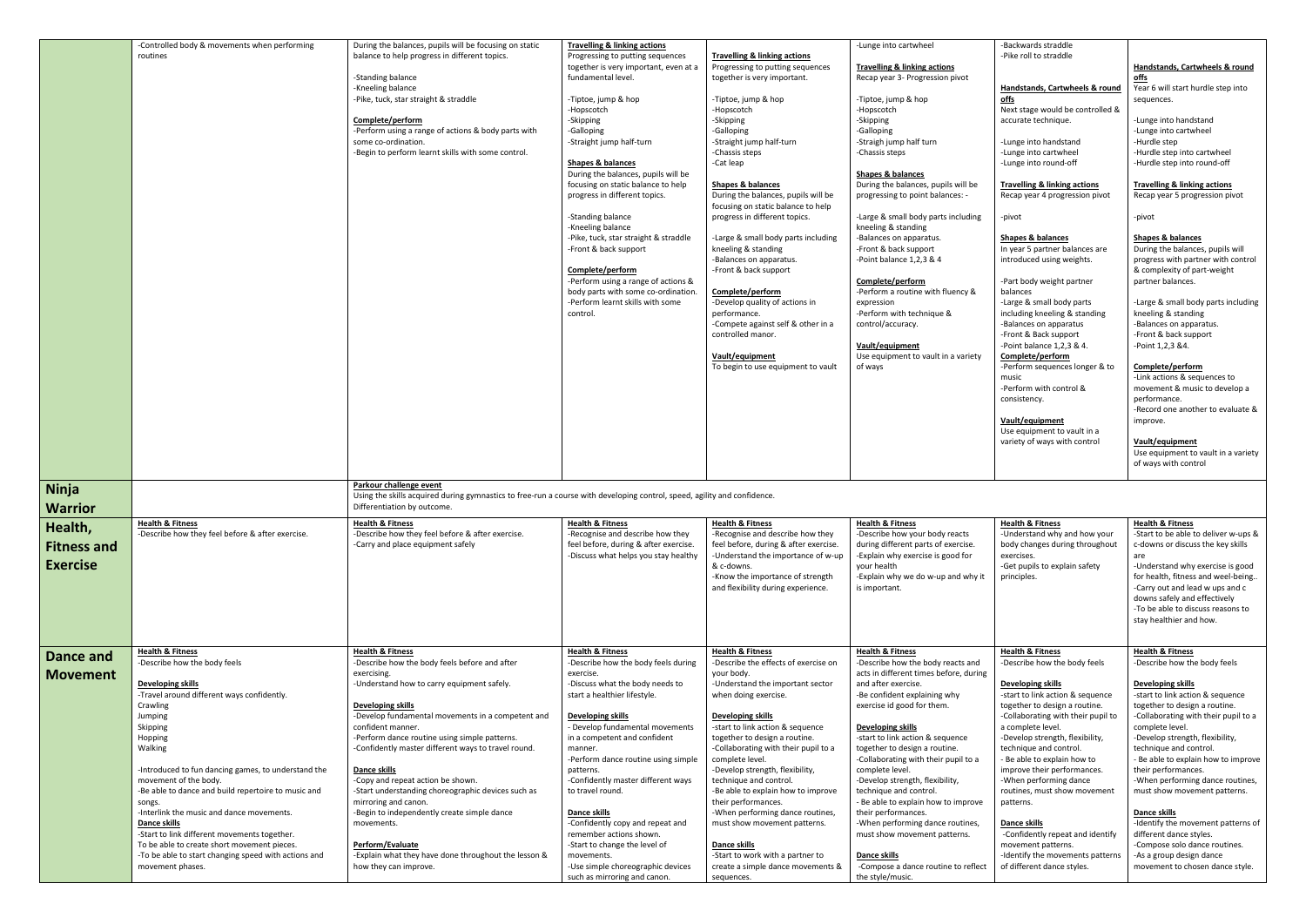| | | | | | | | |
|---|---|---|---|---|---|---|---|
| | -Controlled body & movements when performing routines | During the balances, pupils will be focusing on static balance to help progress in different topics.<br><br>-Standing balance<br>-Kneeling balance<br>-Pike, tuck, star straight & straddle<br><br>**Complete/perform**<br>-Perform using a range of actions & body parts with some co-ordination.<br>-Begin to perform learnt skills with some control. | **Travelling & linking actions**<br>Progressing to putting sequences together is very important, even at a fundamental level.<br><br>-Tiptoe, jump & hop<br>-Hopscotch<br>-Skipping<br>-Galloping<br>-Straight jump half-turn<br><br>**Shapes & balances**<br>During the balances, pupils will be focusing on static balance to help progress in different topics.<br><br>-Standing balance<br>-Kneeling balance<br>-Pike, tuck, star straight & straddle<br>-Front & back support<br><br>**Complete/perform**<br>-Perform using a range of actions & body parts with some co-ordination.<br>-Perform learnt skills with some control. | **Travelling & linking actions**<br>Progressing to putting sequences together is very important.<br><br>-Tiptoe, jump & hop<br>-Hopscotch<br>-Skipping<br>-Galloping<br>-Straight jump half-turn<br>-Chassis steps<br>-Cat leap<br><br>**Shapes & balances**<br>During the balances, pupils will be focusing on static balance to help progress in different topics.<br><br>-Large & small body parts including kneeling & standing<br>-Balances on apparatus.<br>-Front & back support<br><br>**Complete/perform**<br>-Develop quality of actions in performance.<br>-Compete against self & other in a controlled manor.<br><br>**Vault/equipment**<br>To begin to use equipment to vault | -Lunge into cartwheel<br><br>**Travelling & linking actions**<br>Recap year 3- Progression pivot<br><br>-Tiptoe, jump & hop<br>-Hopscotch<br>-Skipping<br>-Galloping<br>-Straigh jump half turn<br>-Chassis steps<br><br>**Shapes & balances**<br>During the balances, pupils will be progressing to point balances: -<br><br>-Large & small body parts including kneeling & standing<br>-Balances on apparatus.<br>-Front & back support<br>-Point balance 1,2,3 & 4<br><br>**Complete/perform**<br>-Perform a routine with fluency & expression<br>-Perform with technique & control/accuracy.<br><br>**Vault/equipment**<br>Use equipment to vault in a variety of ways | -Backwards straddle<br>-Pike roll to straddle<br><br>**Handstands, Cartwheels & round offs**<br>Next stage would be controlled & accurate technique.<br><br>-Lunge into handstand<br>-Lunge into cartwheel<br>-Lunge into round-off<br><br>**Travelling & linking actions**<br>Recap year 4 progression pivot<br><br>-pivot<br><br>**Shapes & balances**<br>In year 5 partner balances are introduced using weights.<br><br>-Part body weight partner balances<br>-Large & small body parts including kneeling & standing<br>-Balances on apparatus<br>-Front & Back support<br>-Point balance 1,2,3 & 4.<br>**Complete/perform**<br>-Perform sequences longer & to music<br>-Perform with control & consistency.<br><br>**Vault/equipment**<br>Use equipment to vault in a variety of ways with control | **Handstands, Cartwheels & round offs**<br>Year 6 will start hurdle step into sequences.<br><br>-Lunge into handstand<br>-Lunge into cartwheel<br>-Hurdle step<br>-Hurdle step into cartwheel<br>-Hurdle step into round-off<br><br>**Travelling & linking actions**<br>Recap year 5 progression pivot<br><br>-pivot<br><br>**Shapes & balances**<br>During the balances, pupils will progress with partner with control & complexity of part-weight partner balances.<br><br>-Large & small body parts including kneeling & standing<br>-Balances on apparatus.<br>-Front & back support<br>-Point 1,2,3 &4.<br><br>**Complete/perform**<br>-Link actions & sequences to movement & music to develop a performance.<br>-Record one another to evaluate & improve.<br><br>**Vault/equipment**<br>Use equipment to vault in a variety of ways with control |
| **Ninja Warrior** | | **Parkour challenge event**<br>Using the skills acquired during gymnastics to free-run a course with developing control, speed, agility and confidence.<br>Differentiation by outcome. | | | | | |
| **Health, Fitness and Exercise** | **Health & Fitness**<br>-Describe how they feel before & after exercise. | **Health & Fitness**<br>-Describe how they feel before & after exercise.<br>-Carry and place equipment safely | **Health & Fitness**<br>-Recognise and describe how they feel before, during & after exercise.<br>-Discuss what helps you stay healthy | **Health & Fitness**<br>-Recognise and describe how they feel before, during & after exercise.<br>-Understand the importance of w-up & c-downs.<br>-Know the importance of strength and flexibility during experience. | **Health & Fitness**<br>-Describe how your body reacts during different parts of exercise.<br>-Explain why exercise is good for your health<br>-Explain why we do w-up and why it is important. | **Health & Fitness**<br>-Understand why and how your body changes during throughout exercises.<br>-Get pupils to explain safety principles. | **Health & Fitness**<br>-Start to be able to deliver w-ups & c-downs or discuss the key skills are<br>-Understand why exercise is good for health, fitness and weel-being..<br>-Carry out and lead w ups and c downs safely and effectively<br>-To be able to discuss reasons to stay healthier and how. |
| **Dance and Movement** | **Health & Fitness**<br>-Describe how the body feels<br><br>**Developing skills**<br>-Travel around different ways confidently.<br>Crawling<br>Jumping<br>Skipping<br>Hopping<br>Walking<br><br>-Introduced to fun dancing games, to understand the movement of the body.<br>-Be able to dance and build repertoire to music and songs.<br>-Interlink the music and dance movements.<br>**Dance skills**<br>-Start to link different movements together.<br>To be able to create short movement pieces.<br>-To be able to start changing speed with actions and movement phases. | **Health & Fitness**<br>-Describe how the body feels before and after exercising.<br>-Understand how to carry equipment safely.<br><br>**Developing skills**<br>-Develop fundamental movements in a competent and confident manner.<br>-Perform dance routine using simple patterns.<br>-Confidently master different ways to travel round.<br><br>**Dance skills**<br>-Copy and repeat action be shown.<br>-Start understanding choreographic devices such as mirroring and canon.<br>-Begin to independently create simple dance movements.<br><br>**Perform/Evaluate**<br>-Explain what they have done throughout the lesson & how they can improve. | **Health & Fitness**<br>-Describe how the body feels during exercise.<br>-Discuss what the body needs to start a healthier lifestyle.<br><br>**Developing skills**<br>- Develop fundamental movements in a competent and confident manner.<br>-Perform dance routine using simple patterns.<br>-Confidently master different ways to travel round.<br><br>**Dance skills**<br>-Confidently copy and repeat and remember actions shown.<br>-Start to change the level of movements.<br>-Use simple choreographic devices such as mirroring and canon. | **Health & Fitness**<br>-Describe the effects of exercise on your body.<br>-Understand the important sector when doing exercise.<br><br>**Developing skills**<br>-start to link action & sequence together to design a routine.<br>-Collaborating with their pupil to complete level.<br>-Develop strength, flexibility, technique and control.<br>-Be able to explain how to improve their performances.<br>-When performing dance routines, must show movement patterns.<br><br>**Dance skills**<br>-Start to work with a partner to create a simple dance movements & sequences. | **Health & Fitness**<br>-Describe how the body reacts and acts in different times before, during and after exercise.<br>-Be confident explaining why exercise id good for them.<br><br>**Developing skills**<br>-start to link action & sequence together to design a routine.<br>-Collaborating with their pupil to a complete level.<br>-Develop strength, flexibility, technique and control.<br>- Be able to explain how to improve their performances.<br>-When performing dance routines, must show movement patterns.<br><br>**Dance skills**<br>-Compose a dance routine to reflect the style/music. | **Health & Fitness**<br>-Describe how the body feels<br><br>**Developing skills**<br>-start to link action & sequence together to design a routine.<br>-Collaborating with their pupil to a complete level.<br>-Develop strength, flexibility, technique and control.<br>- Be able to explain how to improve their performances.<br>-When performing dance routines, must show movement patterns.<br><br>**Dance skills**<br>-Confidently repeat and identify movement patterns.<br>-Identify the movements patterns of different dance styles. | **Health & Fitness**<br>-Describe how the body feels<br><br>**Developing skills**<br>-start to link action & sequence together to design a routine.<br>-Collaborating with their pupil to a complete level.<br>-Develop strength, flexibility, technique and control.<br>- Be able to explain how to improve their performances.<br>-When performing dance routines, must show movement patterns.<br><br>**Dance skills**<br>-Identify the movement patterns of different dance styles.<br>-Compose solo dance routines.<br>-As a group design dance movement to chosen dance style. |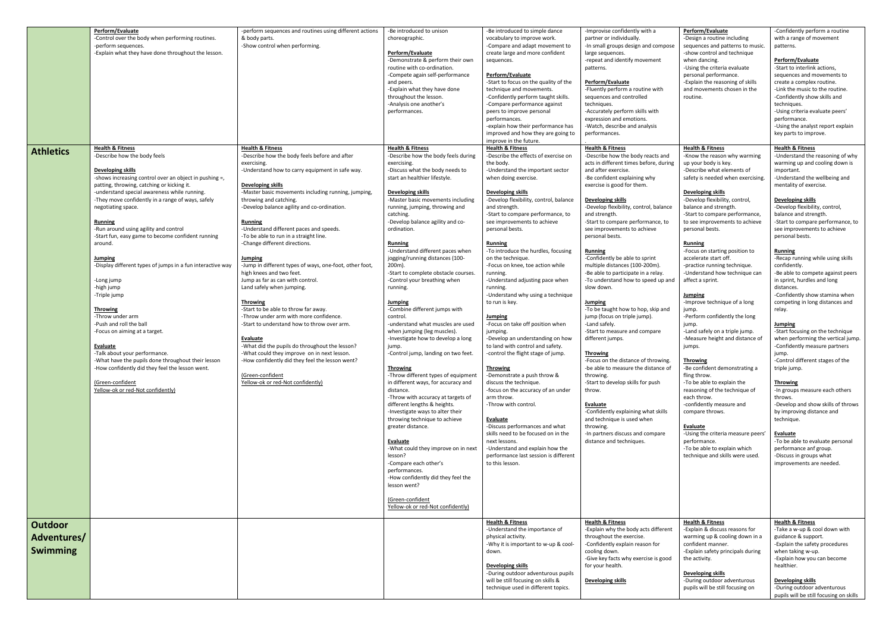| | | | | | | | |
|---|---|---|---|---|---|---|---|
| | **Perform/Evaluate**<br>-Control over the body when performing routines.<br>-perform sequences.<br>-Explain what they have done throughout the lesson. | -perform sequences and routines using different actions & body parts.<br>-Show control when performing. | -Be introduced to unison choreographic.<br><br>**Perform/Evaluate**<br>-Demonstrate & perform their own routine with co-ordination.<br>-Compete again self-performance and peers.<br>-Explain what they have done throughout the lesson.<br>-Analysis one another's performances. | -Be introduced to simple dance vocabulary to improve work.<br>-Compare and adapt movement to create large and more confident sequences.<br><br>**Perform/Evaluate**<br>-Start to focus on the quality of the technique and movements.<br>-Confidently perform taught skills.<br>-Compare performance against peers to improve personal performances.<br>-explain how their performance has improved and how they are going to improve in the future. | -Improvise confidently with a partner or individually.<br>-In small groups design and compose large sequences.<br>-repeat and identify movement patterns.<br><br>**Perform/Evaluate**<br>-Fluently perform a routine with sequences and controlled techniques.<br>-Accurately perform skills with expression and emotions.<br>-Watch, describe and analysis performances. | **Perform/Evaluate**<br>-Design a routine including sequences and patterns to music.<br>-show control and technique when dancing.<br>-Using the criteria evaluate personal performance.<br>-Explain the reasoning of skills and movements chosen in the routine. | -Confidently perform a routine with a range of movement patterns.<br><br>**Perform/Evaluate**<br>-Start to interlink actions, sequences and movements to create a complex routine.<br>-Link the music to the routine.<br>-Confidently show skills and techniques.<br>-Using criteria evaluate peers' performance.<br>-Using the analyst report explain key parts to improve. |
| **Athletics** | **Health & Fitness**<br>-Describe how the body feels<br><br>**Developing skills**<br>-shows increasing control over an object in pushing =, patting, throwing, catching or kicking it.<br>-understand special awareness while running.<br>-They move confidently in a range of ways, safely negotiating space.<br><br>**Running**<br>-Run around using agility and control<br>-Start fun, easy game to become confident running around.<br><br>**Jumping**<br>-Display different types of jumps in a fun interactive way<br><br>-Long jump<br>-high jump<br>-Triple jump<br><br>**Throwing**<br>-Throw under arm<br>-Push and roll the ball<br>-Focus on aiming at a target.<br><br>**Evaluate**<br>-Talk about your performance.<br>-What have the pupils done throughout their lesson<br>-How confidently did they feel the lesson went.<br><br>(Green-confident<br>Yellow-ok or red-Not confidently) | **Health & Fitness**<br>-Describe how the body feels before and after exercising.<br>-Understand how to carry equipment in safe way.<br><br>**Developing skills**<br>-Master basic movements including running, jumping, throwing and catching.<br>-Develop balance agility and co-ordination.<br><br>**Running**<br>-Understand different paces and speeds.<br>-To be able to run in a straight line.<br>-Change different directions.<br><br>**Jumping**<br>-Jump in different types of ways, one-foot, other foot, high knees and two feet.<br>Jump as far as can with control.<br>Land safely when jumping.<br><br>**Throwing**<br>-Start to be able to throw far away.<br>-Throw under arm with more confidence.<br>-Start to understand how to throw over arm.<br><br>**Evaluate**<br>-What did the pupils do throughout the lesson?<br>-What could they improve on in next lesson.<br>-How confidently did they feel the lesson went?<br><br>(Green-confident<br>Yellow-ok or red-Not confidently) | **Health & Fitness**<br>-Describe how the body feels during exercising.<br>-Discuss what the body needs to start an healthier lifestyle.<br><br>**Developing skills**<br>-Master basic movements including running, jumping, throwing and catching.<br>-Develop balance agility and co-ordination.<br><br>**Running**<br>-Understand different paces when jogging/running distances (100-200m).<br>-Start to complete obstacle courses.<br>-Control your breathing when running.<br><br>**Jumping**<br>-Combine different jumps with control.<br>-understand what muscles are used when jumping (leg muscles).<br>-Investigate how to develop a long jump.<br>-Control jump, landing on two feet.<br><br>**Throwing**<br>-Throw different types of equipment in different ways, for accuracy and distance.<br>-Throw with accuracy at targets of different lengths & heights.<br>-Investigate ways to alter their throwing technique to achieve greater distance.<br><br>**Evaluate**<br>-What could they improve on in next lesson?<br>-Compare each other's performances.<br>-How confidently did they feel the lesson went?<br><br>(Green-confident<br>Yellow-ok or red-Not confidently) | **Health & Fitness**<br>-Describe the effects of exercise on the body.<br>-Understand the important sector when doing exercise.<br><br>**Developing skills**<br>-Develop flexibility, control, balance and strength.<br>-Start to compare performance, to see improvements to achieve personal bests.<br><br>**Running**<br>-To introduce the hurdles, focusing on the technique.<br>-Focus on knee, toe action while running.<br>-Understand adjusting pace when running.<br>-Understand why using a technique to run is key.<br><br>**Jumping**<br>-Focus on take off position when jumping.<br>-Develop an understanding on how to land with control and safety.<br>-control the flight stage of jump.<br><br>**Throwing**<br>-Demonstrate a push throw & discuss the technique.<br>-focus on the accuracy of an under arm throw.<br>-Throw with control.<br><br>**Evaluate**<br>-Discuss performances and what skills need to be focused on in the next lessons.<br>-Understand and explain how the performance last session is different to this lesson. | **Health & Fitness**<br>-Describe how the body reacts and acts in different times before, during and after exercise.<br>-Be confident explaining why exercise is good for them.<br><br>**Developing skills**<br>-Develop flexibility, control, balance and strength.<br>-Start to compare performance, to see improvements to achieve personal bests.<br><br>**Running**<br>-Confidently be able to sprint multiple distances (100-200m).<br>-Be able to participate in a relay.<br>-To understand how to speed up and slow down.<br><br>**Jumping**<br>-To be taught how to hop, skip and jump (focus on triple jump).<br>-Land safely.<br>-Start to measure and compare different jumps.<br><br>**Throwing**<br>-Focus on the distance of throwing.<br>-be able to measure the distance of throwing.<br>-Start to develop skills for push throw.<br><br>**Evaluate**<br>-Confidently explaining what skills and technique is used when throwing.<br>-In partners discuss and compare distance and techniques. | **Health & Fitness**<br>-Know the reason why warming up your body is key.<br>-Describe what elements of safety is needed when exercising.<br><br>**Developing skills**<br>-Develop flexibility, control, balance and strength.<br>-Start to compare performance, to see improvements to achieve personal bests.<br><br>**Running**<br>-Focus on starting position to accelerate start off.<br>-practice running technique.<br>-Understand how technique can affect a sprint.<br><br>**Jumping**<br>-Improve technique of a long jump.<br>-Perform confidently the long jump.<br>-Land safely on a triple jump.<br>-Measure height and distance of jumps.<br><br>**Throwing**<br>-Be confident demonstrating a fling throw.<br>-To be able to explain the reasoning of the technique of each throw.<br>-confidently measure and compare throws.<br><br>**Evaluate**<br>-Using the criteria measure peers' performance.<br>-To be able to explain which technique and skills were used. | **Health & Fitness**<br>-Understand the reasoning of why warming up and cooling down is important.<br>-Understand the wellbeing and mentality of exercise.<br><br>**Developing skills**<br>-Develop flexibility, control, balance and strength.<br>-Start to compare performance, to see improvements to achieve personal bests.<br><br>**Running**<br>-Recap running while using skills confidently.<br>-Be able to compete against peers in sprint, hurdles and long distances.<br>-Confidently show stamina when competing in long distances and relay.<br><br>**Jumping**<br>-Start focusing on the technique when performing the vertical jump.<br>-Confidently measure partners jump.<br>-Control different stages of the triple jump.<br><br>**Throwing**<br>-In groups measure each others throws.<br>-Develop and show skills of throws by improving distance and technique.<br><br>**Evaluate**<br>-To be able to evaluate personal performance anf group.<br>-Discuss in groups what improvements are needed. |
| **Outdoor Adventures/ Swimming** | | | | **Health & Fitness**<br>-Understand the importance of physical activity.<br>-Why it is important to w-up & cool-down.<br><br>**Developing skills**<br>-During outdoor adventurous pupils will be still focusing on skills & technique used in different topics. | **Health & Fitness**<br>-Explain why the body acts different throughout the exercise.<br>-Confidently explain reason for cooling down.<br>-Give key facts why exercise is good for your health.<br><br>**Developing skills** | **Health & Fitness**<br>-Explain & discuss reasons for warming up & cooling down in a confident manner.<br>-Explain safety principals during the activity.<br><br>**Developing skills**<br>-During outdoor adventurous pupils will be still focusing on | **Health & Fitness**<br>-Take a w-up & cool down with guidance & support.<br>-Explain the safety procedures when taking w-up.<br>-Explain how you can become healthier.<br><br>**Developing skills**<br>-During outdoor adventurous pupils will be still focusing on skills |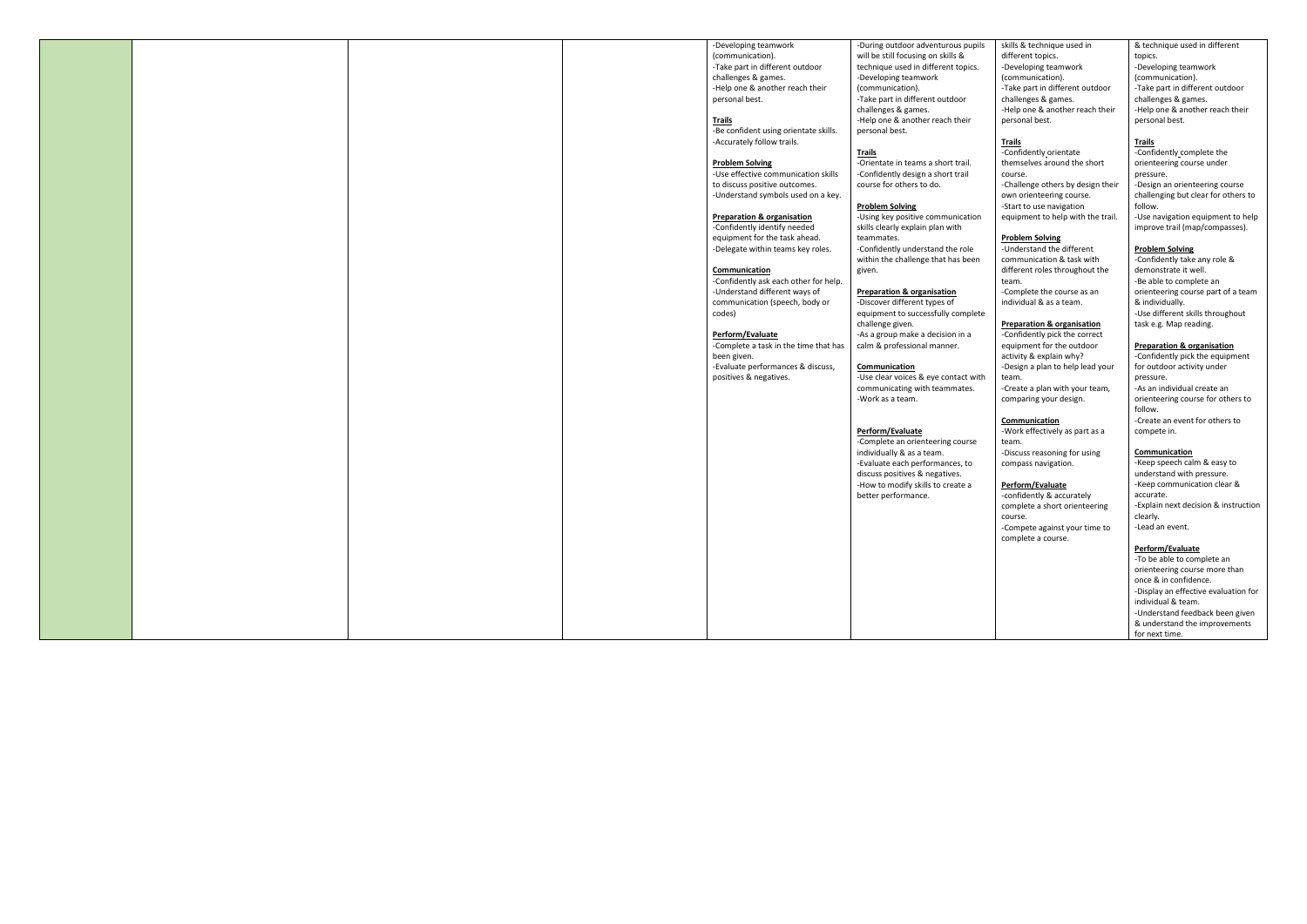| | | | | | | | |
|---|---|---|---|---|---|---|---|
| | | | | -Developing teamwork (communication).<br>-Take part in different outdoor challenges & games.<br>-Help one & another reach their personal best.<br><br>**Trails**<br>-Be confident using orientate skills.<br>-Accurately follow trails.<br><br>**Problem Solving**<br>-Use effective communication skills to discuss positive outcomes.<br>-Understand symbols used on a key.<br><br>**Preparation & organisation**<br>-Confidently identify needed equipment for the task ahead.<br>-Delegate within teams key roles.<br><br>**Communication**<br>-Confidently ask each other for help.<br>-Understand different ways of communication (speech, body or codes)<br><br>**Perform/Evaluate**<br>-Complete a task in the time that has been given.<br>-Evaluate performances & discuss, positives & negatives. | -During outdoor adventurous pupils will be still focusing on skills & technique used in different topics.<br>-Developing teamwork (communication).<br>-Take part in different outdoor challenges & games.<br>-Help one & another reach their personal best.<br><br>**Trails**<br>-Orientate in teams a short trail.<br>-Confidently design a short trail course for others to do.<br><br>**Problem Solving**<br>-Using key positive communication skills clearly explain plan with teammates.<br>-Confidently understand the role within the challenge that has been given.<br><br>**Preparation & organisation**<br>-Discover different types of equipment to successfully complete challenge given.<br>-As a group make a decision in a calm & professional manner.<br><br>**Communication**<br>-Use clear voices & eye contact with communicating with teammates.<br>-Work as a team.<br><br>**Perform/Evaluate**<br>-Complete an orienteering course individually & as a team.<br>-Evaluate each performances, to discuss positives & negatives.<br>-How to modify skills to create a better performance. | skills & technique used in different topics.<br>-Developing teamwork (communication).<br>-Take part in different outdoor challenges & games.<br>-Help one & another reach their personal best.<br><br>**Trails**<br>-Confidently orientate themselves around the short course.<br>-Challenge others by design their own orienteering course.<br>-Start to use navigation equipment to help with the trail.<br><br>**Problem Solving**<br>-Understand the different communication & task with different roles throughout the team.<br>-Complete the course as an individual & as a team.<br><br>**Preparation & organisation**<br>-Confidently pick the correct equipment for the outdoor activity & explain why?<br>-Design a plan to help lead your team.<br>-Create a plan with your team, comparing your design.<br><br>**Communication**<br>-Work effectively as part as a team.<br>-Discuss reasoning for using compass navigation.<br><br>**Perform/Evaluate**<br>-confidently & accurately complete a short orienteering course.<br>-Compete against your time to complete a course. | & technique used in different topics.<br>-Developing teamwork (communication).<br>-Take part in different outdoor challenges & games.<br>-Help one & another reach their personal best.<br><br>**Trails**<br>-Confidently complete the orienteering course under pressure.<br>-Design an orienteering course challenging but clear for others to follow.<br>-Use navigation equipment to help improve trail (map/compasses).<br><br>**Problem Solving**<br>-Confidently take any role & demonstrate it well.<br>-Be able to complete an orienteering course part of a team & individually.<br>-Use different skills throughout task e.g. Map reading.<br><br>**Preparation & organisation**<br>-Confidently pick the equipment for outdoor activity under pressure.<br>-As an individual create an orienteering course for others to follow.<br>-Create an event for others to compete in.<br><br>**Communication**<br>-Keep speech calm & easy to understand with pressure.<br>-Keep communication clear & accurate.<br>-Explain next decision & instruction clearly.<br>-Lead an event.<br><br>**Perform/Evaluate**<br>-To be able to complete an orienteering course more than once & in confidence.<br>-Display an effective evaluation for individual & team.<br>-Understand feedback been given & understand the improvements for next time. |